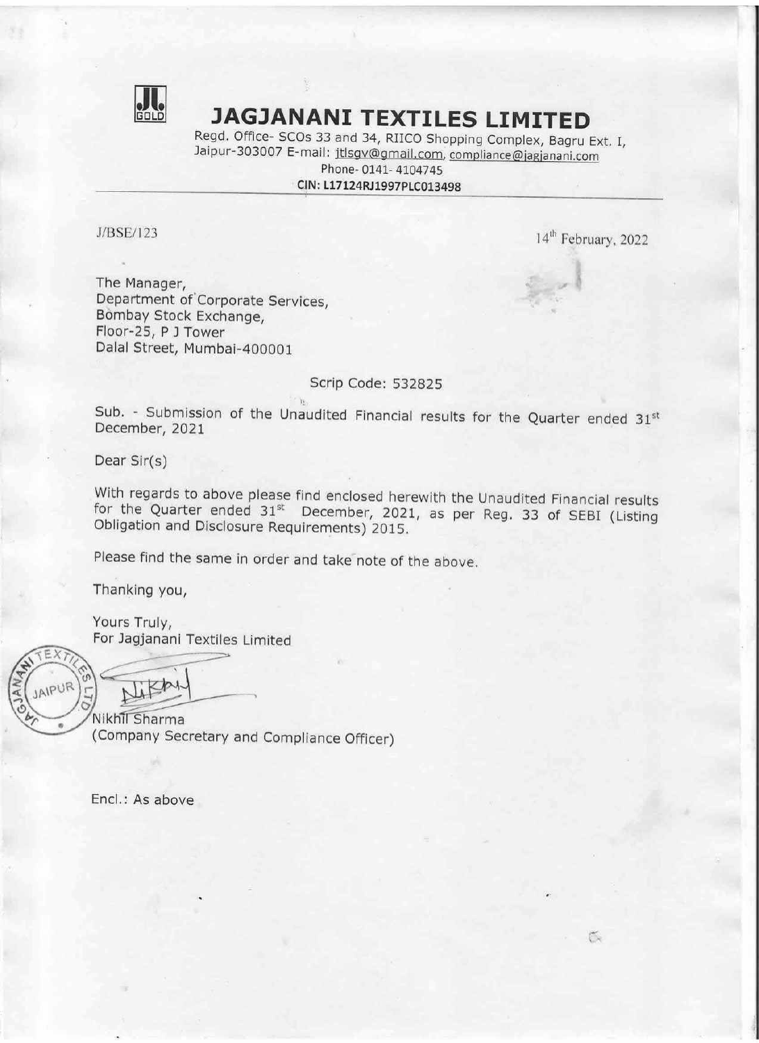# JAGJANANI TEXTILES LIMITED

Regd. Office- SCOs 33 and 34, RIICO Shopping Complex, Bagru Ext. I, Jaipur-303007 E-mail: jtlsgv@gmail.com, compliance@jagjanani.com

Phone- 0141- 4104745

**CIN: L17124RJ1997PLC013498**

J/BSE/123

14th February, 2022

The Manager,
Department of Corporate Services,
Bombay Stock Exchange,
Floor-25, P J Tower
Dalal Street, Mumbai-400001

Scrip Code: 532825

Sub. - Submission of the Unaudited Financial results for the Quarter ended 31st December, 2021

Dear Sir(s)

With regards to above please find enclosed herewith the Unaudited Financial results for the Quarter ended 31st December, 2021, as per Reg. 33 of SEBI (Listing Obligation and Disclosure Requirements) 2015.

Please find the same in order and take note of the above.

Thanking you,

Yours Truly,
For Jagjanani Textiles Limited

Nikhil Sharma
(Company Secretary and Compliance Officer)

Encl.: As above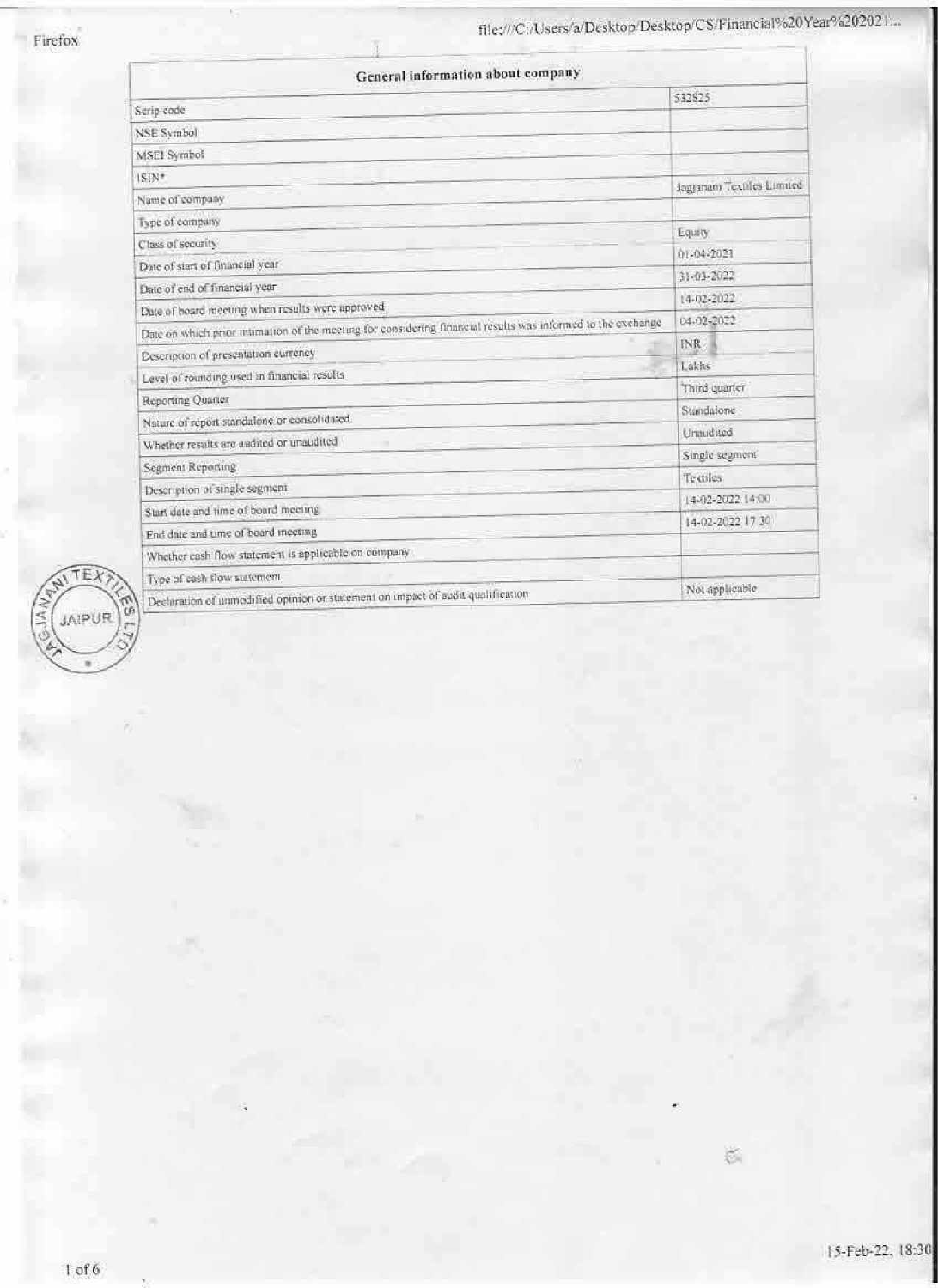| General information about company | |
|---|---|
| Scrip code | 532825 |
| NSE Symbol | |
| MSEI Symbol | |
| ISIN* | |
| Name of company | Jagjanani Textiles Limited |
| Type of company | |
| Class of security | Equity |
| Date of start of financial year | 01-04-2021 |
| Date of end of financial year | 31-03-2022 |
| Date of board meeting when results were approved | 14-02-2022 |
| Date on which prior intimation of the meeting for considering financial results was informed to the exchange | 04-02-2022 |
| Description of presentation currency | INR |
| Level of rounding used in financial results | Lakhs |
| Reporting Quarter | Third quarter |
| Nature of report standalone or consolidated | Standalone |
| Whether results are audited or unaudited | Unaudited |
| Segment Reporting | Single segment |
| Description of single segment | Textiles |
| Start date and time of board meeting | 14-02-2022 14:00 |
| End date and time of board meeting | 14-02-2022 17:30 |
| Whether cash flow statement is applicable on company | |
| Type of cash flow statement | |
| Declaration of unmodified opinion or statement on impact of audit qualification | Not applicable |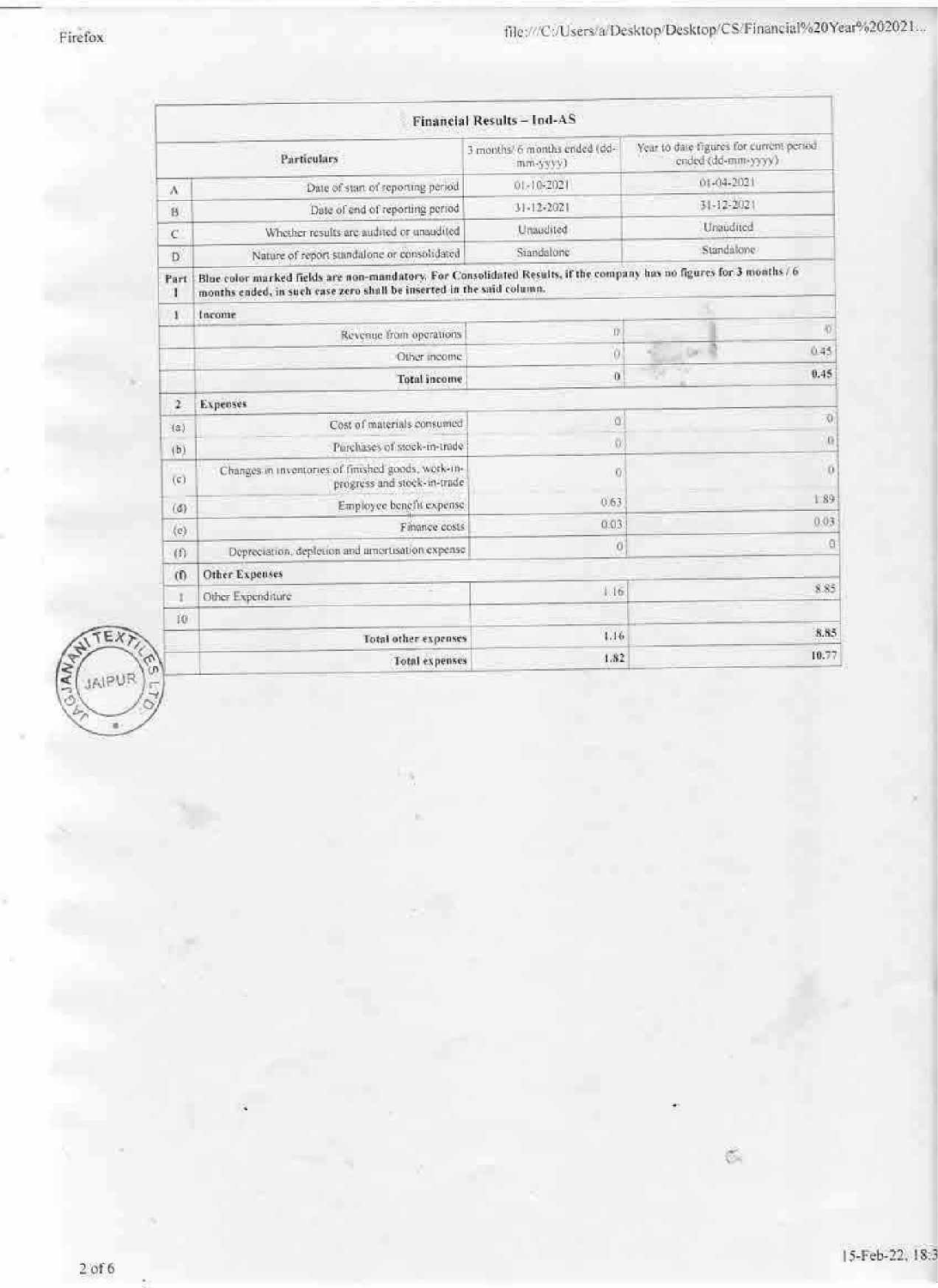| | Financial Results – Ind-AS | | |
|---|---|---|---|
| | **Particulars** | 3 months/ 6 months ended (dd-mm-yyyy) | Year to date figures for current period ended (dd-mm-yyyy) |
| A | Date of start of reporting period | 01-10-2021 | 01-04-2021 |
| B | Date of end of reporting period | 31-12-2021 | 31-12-2021 |
| C | Whether results are audited or unaudited | Unaudited | Unaudited |
| D | Nature of report standalone or consolidated | Standalone | Standalone |
| Part I | **Blue color marked fields are non-mandatory. For Consolidated Results, if the company has no figures for 3 months / 6 months ended, in such case zero shall be inserted in the said column.** | | |
| 1 | Income | | |
| | Revenue from operations | 0 | 0 |
| | Other income | 0 | 0.45 |
| | **Total income** | **0** | **0.45** |
| 2 | **Expenses** | | |
| (a) | Cost of materials consumed | 0 | 0 |
| (b) | Purchases of stock-in-trade | 0 | 0 |
| (c) | Changes in inventories of finished goods, work-in-progress and stock-in-trade | 0 | 0 |
| (d) | Employee benefit expense | 0.63 | 1.89 |
| (e) | Finance costs | 0.03 | 0.03 |
| (f) | Depreciation, depletion and amortisation expense | 0 | 0 |
| (f) | **Other Expenses** | | |
| 1 | Other Expenditure | 1.16 | 8.85 |
| 10 | | | |
| | **Total other expenses** | **1.16** | **8.85** |
| | **Total expenses** | **1.82** | **10.77** |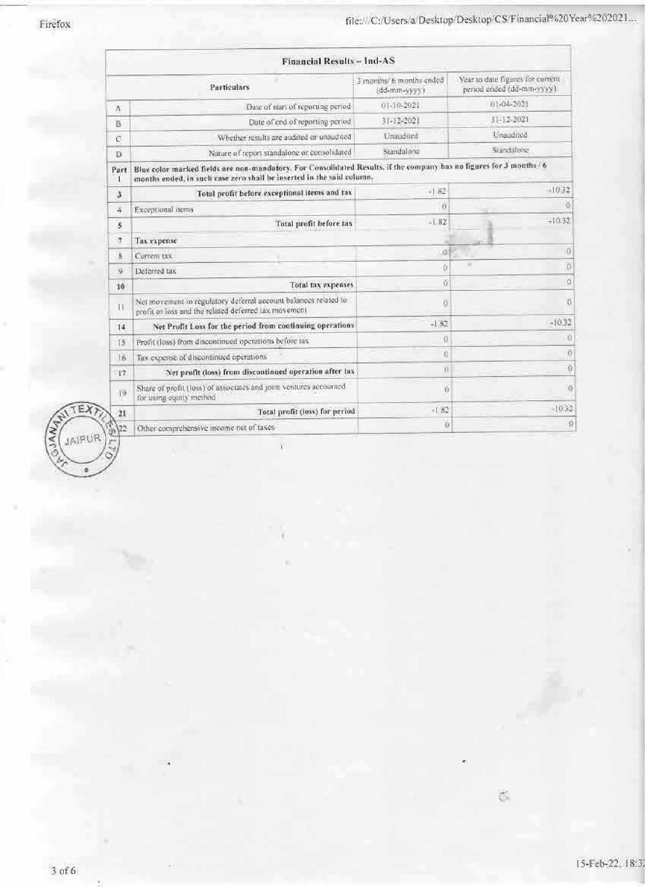| | Financial Results – Ind-AS | | |
|---|---|---|---|
| | **Particulars** | 3 months/ 6 months ended (dd-mm-yyyy) | Year to date figures for current period ended (dd-mm-yyyy) |
| A | Date of start of reporting period | 01-10-2021 | 01-04-2021 |
| B | Date of end of reporting period | 31-12-2021 | 31-12-2021 |
| C | Whether results are audited or unaudited | Unaudited | Unaudited |
| D | Nature of report standalone or consolidated | Standalone | Standalone |
| Part I | **Blue color marked fields are non-mandatory. For Consolidated Results, if the company has no figures for 3 months / 6 months ended, in such case zero shall be inserted in the said column.** | | |
| 3 | **Total profit before exceptional items and tax** | -1.82 | -10.32 |
| 4 | Exceptional items | 0 | 0 |
| 5 | **Total profit before tax** | -1.82 | -10.32 |
| 7 | **Tax expense** | | |
| 8 | Current tax | 0 | 0 |
| 9 | Deferred tax | 0 | 0 |
| 10 | **Total tax expenses** | 0 | 0 |
| 11 | Net movement in regulatory deferral account balances related to profit or loss and the related deferred tax movement | 0 | 0 |
| 14 | **Net Profit Loss for the period from continuing operations** | -1.82 | -10.32 |
| 15 | Profit (loss) from discontinued operations before tax | 0 | 0 |
| 16 | Tax expense of discontinued operations | 0 | 0 |
| 17 | **Net profit (loss) from discontinued operation after tax** | 0 | 0 |
| 19 | Share of profit (loss) of associates and joint ventures accounted for using equity method | 0 | 0 |
| 21 | **Total profit (loss) for period** | -1.82 | -10.32 |
| 22 | Other comprehensive income net of taxes | 0 | 0 |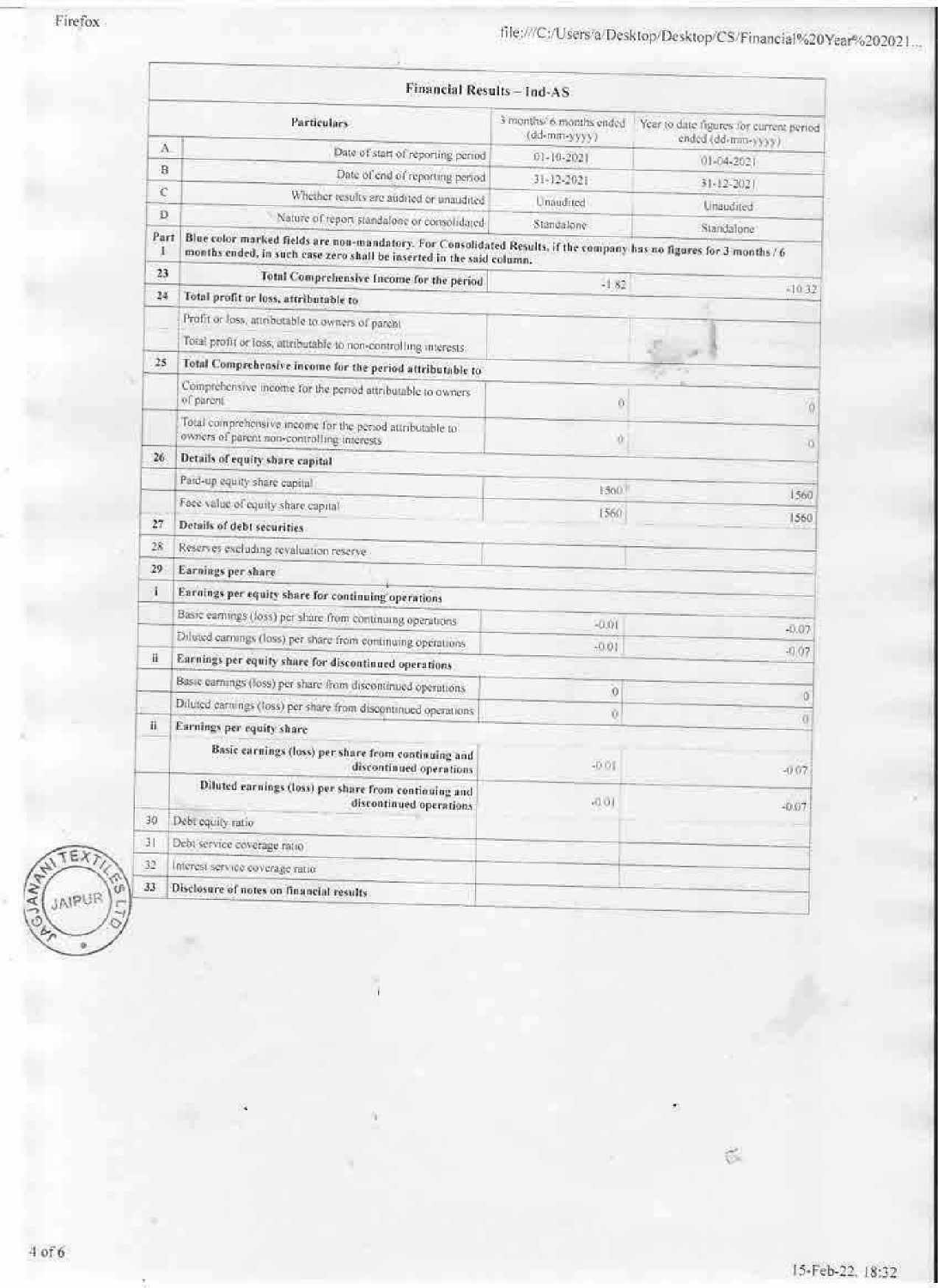| | Financial Results – Ind-AS | | |
|---|---|---|---|
| | **Particulars** | 3 months/ 6 months ended (dd-mm-yyyy) | Year to date figures for current period ended (dd-mm-yyyy) |
| A | Date of start of reporting period | 01-10-2021 | 01-04-2021 |
| B | Date of end of reporting period | 31-12-2021 | 31-12-2021 |
| C | Whether results are audited or unaudited | Unaudited | Unaudited |
| D | Nature of report standalone or consolidated | Standalone | Standalone |
| Part I | **Blue color marked fields are non-mandatory. For Consolidated Results, if the company has no figures for 3 months / 6 months ended, in such case zero shall be inserted in the said column.** | | |
| 23 | **Total Comprehensive Income for the period** | -1.82 | -10.32 |
| 24 | **Total profit or loss, attributable to** | | |
| | Profit or loss, attributable to owners of parent | | |
| | Total profit or loss, attributable to non-controlling interests | | |
| 25 | **Total Comprehensive income for the period attributable to** | | |
| | Comprehensive income for the period attributable to owners of parent | 0 | 0 |
| | Total comprehensive income for the period attributable to owners of parent non-controlling interests | 0 | 0 |
| 26 | **Details of equity share capital** | | |
| | Paid-up equity share capital | 1560 | 1560 |
| | Face value of equity share capital | 1560 | 1560 |
| 27 | **Details of debt securities** | | |
| 28 | Reserves excluding revaluation reserve | | |
| 29 | **Earnings per share** | | |
| i | **Earnings per equity share for continuing operations** | | |
| | Basic earnings (loss) per share from continuing operations | -0.01 | -0.07 |
| | Diluted earnings (loss) per share from continuing operations | -0.01 | -0.07 |
| ii | **Earnings per equity share for discontinued operations** | | |
| | Basic earnings (loss) per share from discontinued operations | 0 | 0 |
| | Diluted earnings (loss) per share from discontinued operations | 0 | 0 |
| ii | **Earnings per equity share** | | |
| | **Basic earnings (loss) per share from continuing and discontinued operations** | -0.01 | -0.07 |
| | **Diluted earnings (loss) per share from continuing and discontinued operations** | -0.01 | -0.07 |
| 30 | Debt equity ratio | | |
| 31 | Debt service coverage ratio | | |
| 32 | Interest service coverage ratio | | |
| 33 | **Disclosure of notes on financial results** | | |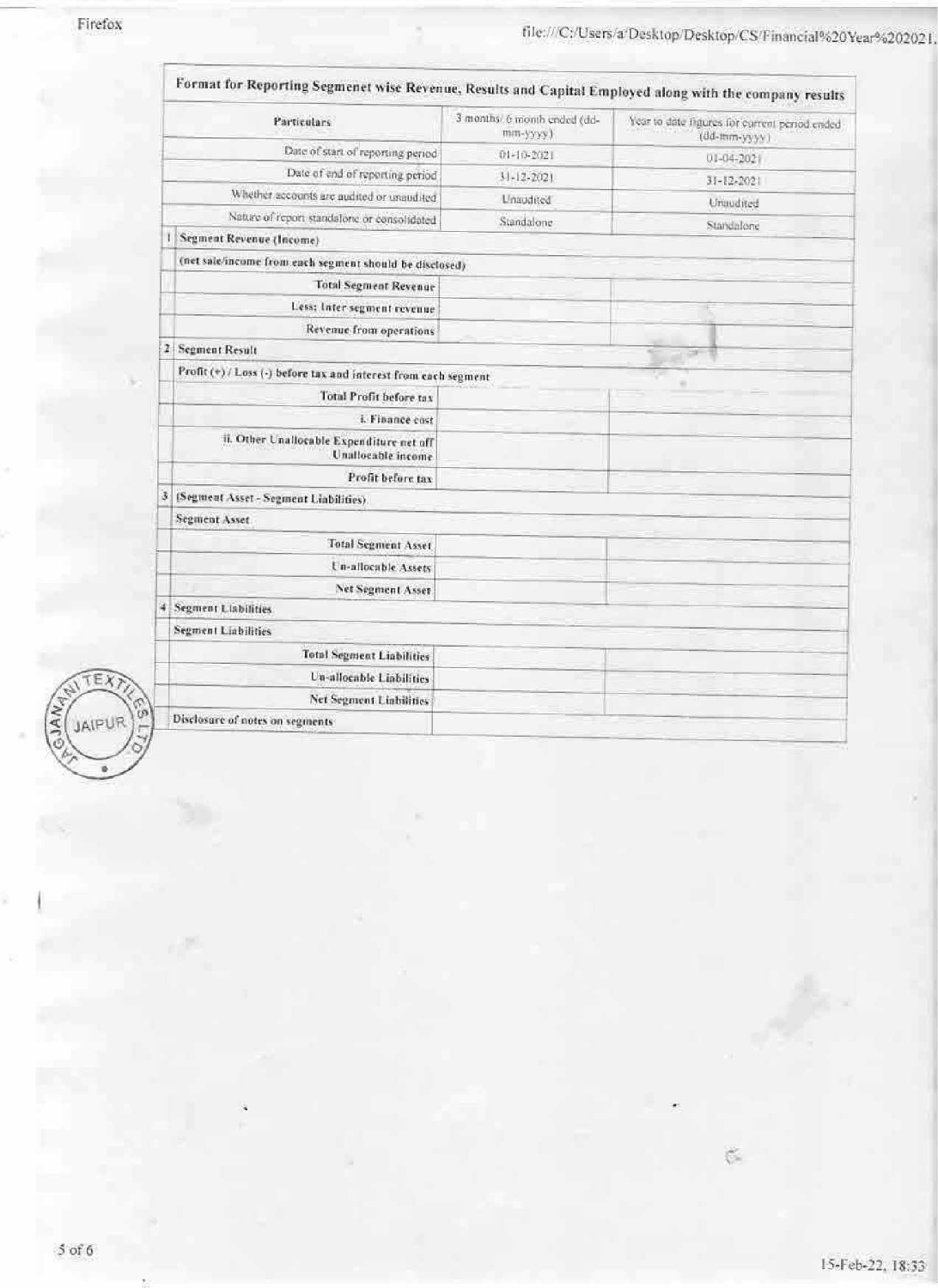## Format for Reporting Segmenet wise Revenue, Results and Capital Employed along with the company results

| | Particulars | 3 months/ 6 month ended (dd-mm-yyyy) | Year to date figures for current period ended (dd-mm-yyyy) |
|---|---|---|---|
| | Date of start of reporting period | 01-10-2021 | 01-04-2021 |
| | Date of end of reporting period | 31-12-2021 | 31-12-2021 |
| | Whether accounts are audited or unaudited | Unaudited | Unaudited |
| | Nature of report standalone or consolidated | Standalone | Standalone |
| 1 | **Segment Revenue (Income)** | | |
| | **(net sale/income from each segment should be disclosed)** | | |
| | **Total Segment Revenue** | | |
| | **Less: Inter segment revenue** | | |
| | **Revenue from operations** | | |
| 2 | **Segment Result** | | |
| | **Profit (+) / Loss (-) before tax and interest from each segment** | | |
| | **Total Profit before tax** | | |
| | **i. Finance cost** | | |
| | **ii. Other Unallocable Expenditure net off Unallocable income** | | |
| | **Profit before tax** | | |
| 3 | **(Segment Asset - Segment Liabilities)** | | |
| | **Segment Asset** | | |
| | **Total Segment Asset** | | |
| | **Un-allocable Assets** | | |
| | **Net Segment Asset** | | |
| 4 | **Segment Liabilities** | | |
| | **Segment Liabilities** | | |
| | **Total Segment Liabilities** | | |
| | **Un-allocable Liabilities** | | |
| | **Net Segment Liabilities** | | |
| | Disclosure of notes on segments | | |